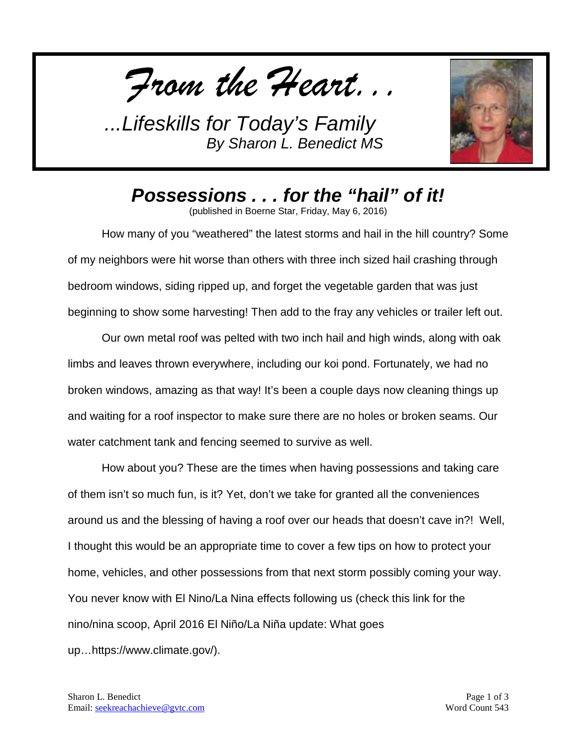*From the Heart...*

*...Lifeskills for Today's Family*
*By Sharon L. Benedict MS*

# *Possessions . . . for the "hail" of it!*

(published in Boerne Star, Friday, May 6, 2016)

How many of you "weathered" the latest storms and hail in the hill country? Some of my neighbors were hit worse than others with three inch sized hail crashing through bedroom windows, siding ripped up, and forget the vegetable garden that was just beginning to show some harvesting! Then add to the fray any vehicles or trailer left out.

Our own metal roof was pelted with two inch hail and high winds, along with oak limbs and leaves thrown everywhere, including our koi pond. Fortunately, we had no broken windows, amazing as that way! It's been a couple days now cleaning things up and waiting for a roof inspector to make sure there are no holes or broken seams. Our water catchment tank and fencing seemed to survive as well.

How about you? These are the times when having possessions and taking care of them isn't so much fun, is it? Yet, don't we take for granted all the conveniences around us and the blessing of having a roof over our heads that doesn't cave in?! Well, I thought this would be an appropriate time to cover a few tips on how to protect your home, vehicles, and other possessions from that next storm possibly coming your way. You never know with El Nino/La Nina effects following us (check this link for the nino/nina scoop, April 2016 El Niño/La Niña update: What goes up…https://www.climate.gov/).

Sharon L. Benedict
Email: seekreachachieve@gvtc.com

Word Count 543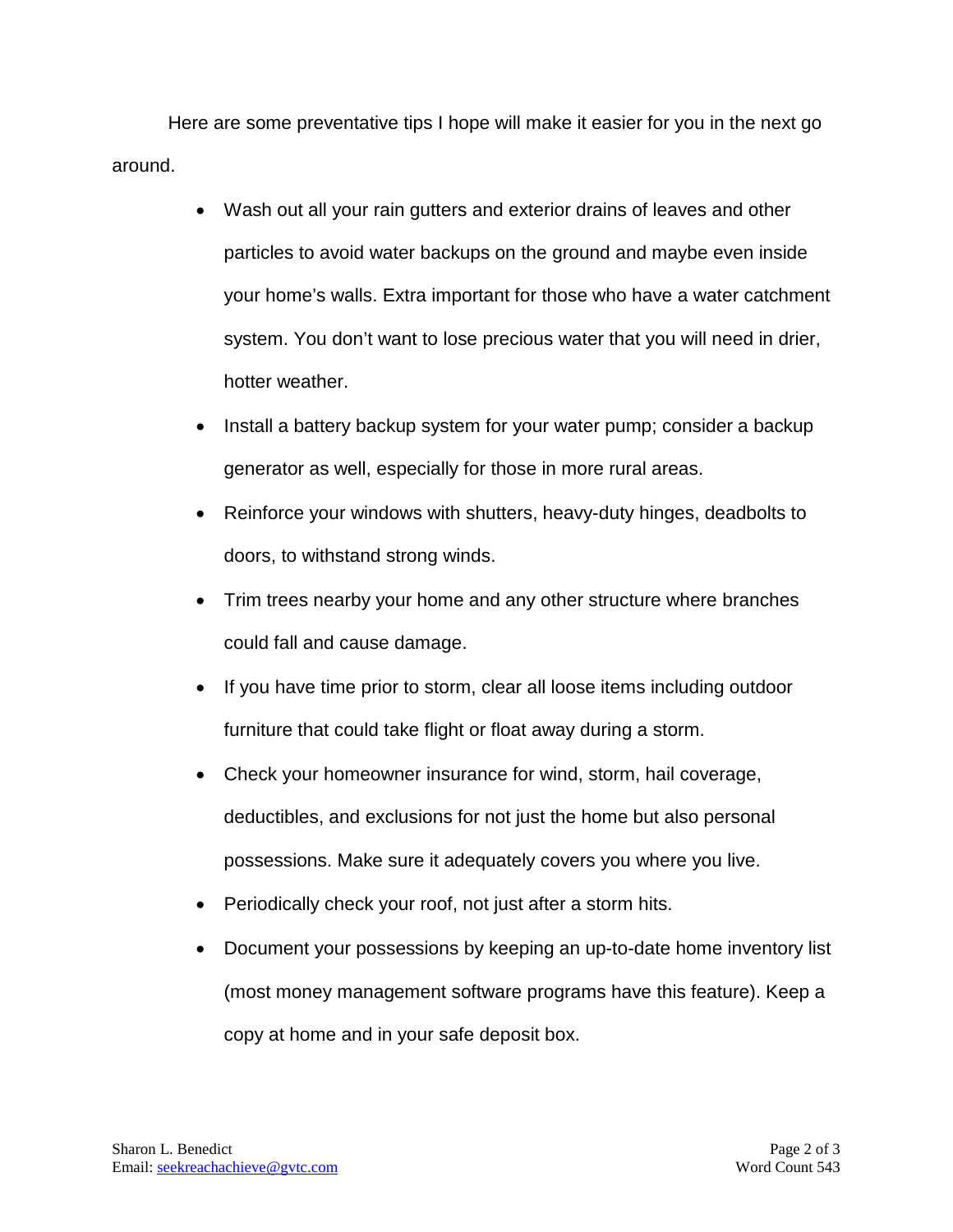Here are some preventative tips I hope will make it easier for you in the next go around.

- Wash out all your rain gutters and exterior drains of leaves and other particles to avoid water backups on the ground and maybe even inside your home's walls. Extra important for those who have a water catchment system. You don't want to lose precious water that you will need in drier, hotter weather.
- Install a battery backup system for your water pump; consider a backup generator as well, especially for those in more rural areas.
- Reinforce your windows with shutters, heavy-duty hinges, deadbolts to doors, to withstand strong winds.
- Trim trees nearby your home and any other structure where branches could fall and cause damage.
- If you have time prior to storm, clear all loose items including outdoor furniture that could take flight or float away during a storm.
- Check your homeowner insurance for wind, storm, hail coverage, deductibles, and exclusions for not just the home but also personal possessions. Make sure it adequately covers you where you live.
- Periodically check your roof, not just after a storm hits.
- Document your possessions by keeping an up-to-date home inventory list (most money management software programs have this feature). Keep a copy at home and in your safe deposit box.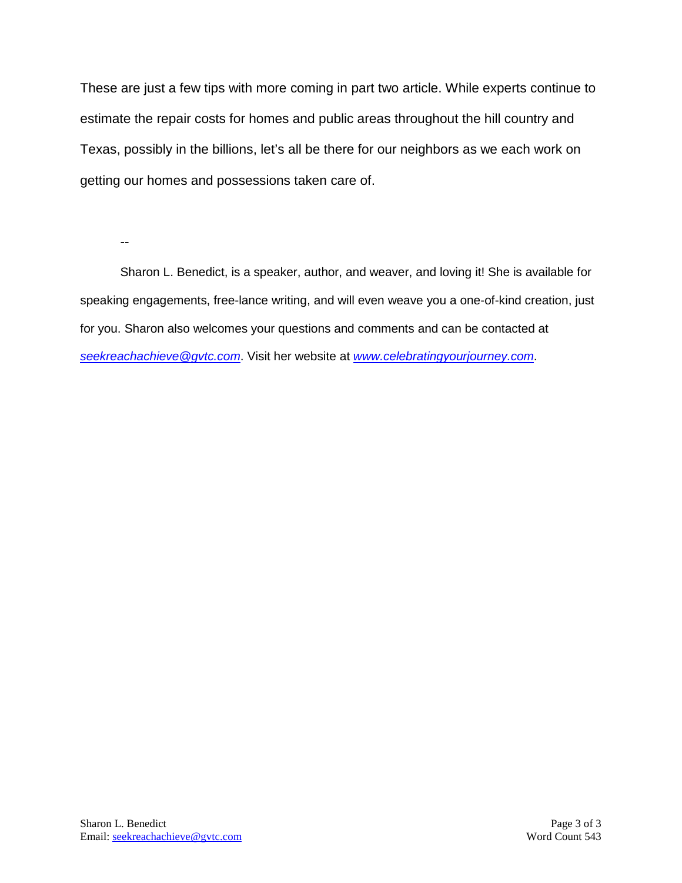These are just a few tips with more coming in part two article. While experts continue to estimate the repair costs for homes and public areas throughout the hill country and Texas, possibly in the billions, let's all be there for our neighbors as we each work on getting our homes and possessions taken care of.

--

Sharon L. Benedict, is a speaker, author, and weaver, and loving it! She is available for speaking engagements, free-lance writing, and will even weave you a one-of-kind creation, just for you. Sharon also welcomes your questions and comments and can be contacted at *[seekreachachieve@gvtc.com](mailto:seekreachachieve@gvtc.com)*. Visit her website at *[www.celebratingyourjourney.com](http://www.celebratingyourjourney.com)*.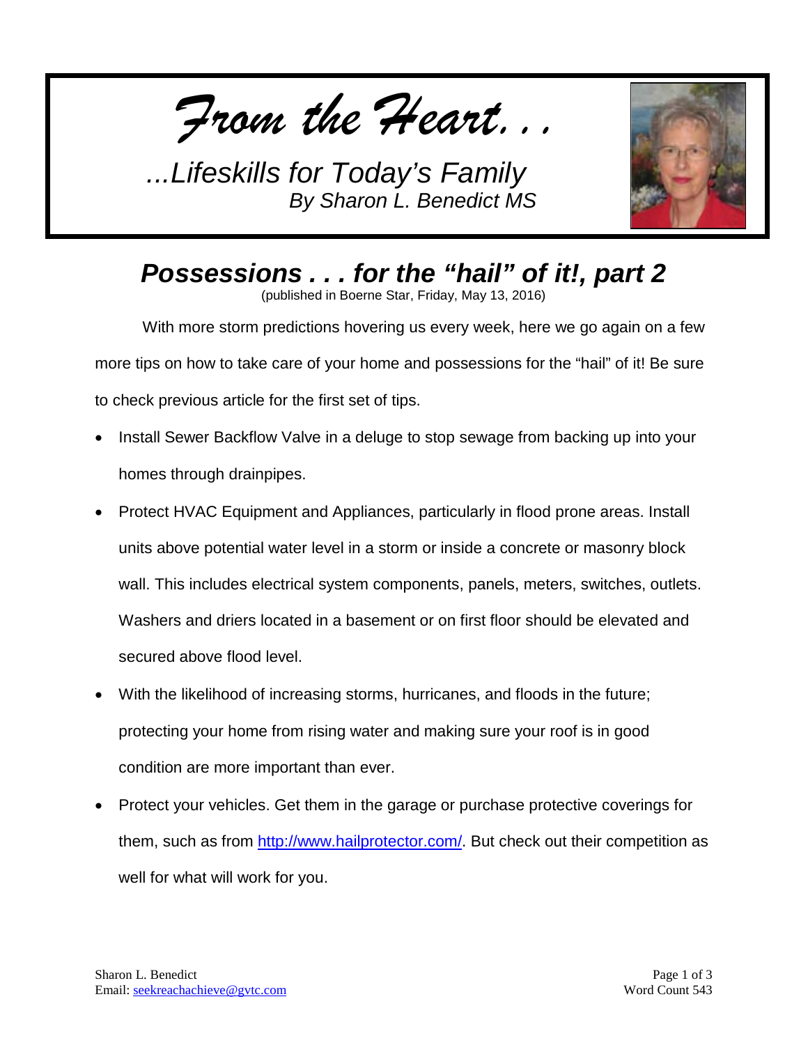*From the Heart. . .*

*...Lifeskills for Today's Family*
*By Sharon L. Benedict MS*

# *Possessions . . . for the "hail" of it!, part 2*

(published in Boerne Star, Friday, May 13, 2016)

With more storm predictions hovering us every week, here we go again on a few more tips on how to take care of your home and possessions for the "hail" of it! Be sure to check previous article for the first set of tips.

- Install Sewer Backflow Valve in a deluge to stop sewage from backing up into your homes through drainpipes.
- Protect HVAC Equipment and Appliances, particularly in flood prone areas. Install units above potential water level in a storm or inside a concrete or masonry block wall. This includes electrical system components, panels, meters, switches, outlets. Washers and driers located in a basement or on first floor should be elevated and secured above flood level.
- With the likelihood of increasing storms, hurricanes, and floods in the future; protecting your home from rising water and making sure your roof is in good condition are more important than ever.
- Protect your vehicles. Get them in the garage or purchase protective coverings for them, such as from [http://www.hailprotector.com/](http://www.hailprotector.com/). But check out their competition as well for what will work for you.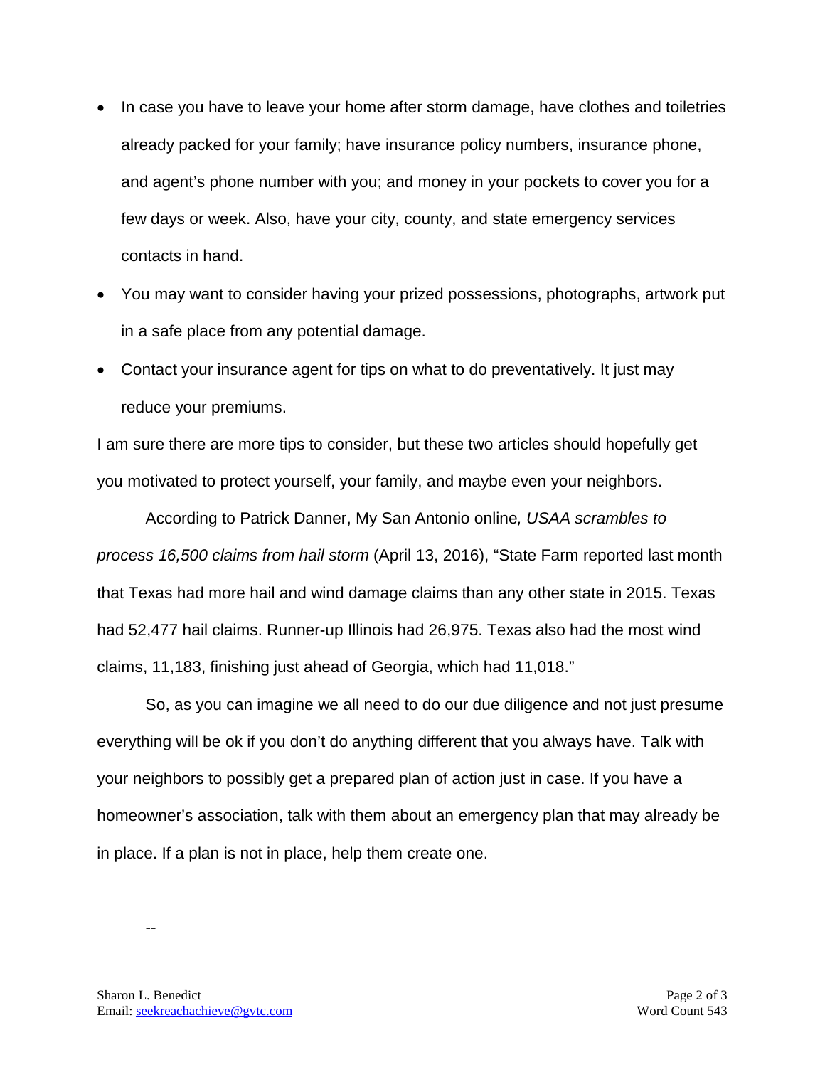- In case you have to leave your home after storm damage, have clothes and toiletries already packed for your family; have insurance policy numbers, insurance phone, and agent's phone number with you; and money in your pockets to cover you for a few days or week. Also, have your city, county, and state emergency services contacts in hand.
- You may want to consider having your prized possessions, photographs, artwork put in a safe place from any potential damage.
- Contact your insurance agent for tips on what to do preventatively. It just may reduce your premiums.

I am sure there are more tips to consider, but these two articles should hopefully get you motivated to protect yourself, your family, and maybe even your neighbors.

According to Patrick Danner, My San Antonio online*, USAA scrambles to process 16,500 claims from hail storm* (April 13, 2016), "State Farm reported last month that Texas had more hail and wind damage claims than any other state in 2015. Texas had 52,477 hail claims. Runner-up Illinois had 26,975. Texas also had the most wind claims, 11,183, finishing just ahead of Georgia, which had 11,018."

So, as you can imagine we all need to do our due diligence and not just presume everything will be ok if you don't do anything different that you always have. Talk with your neighbors to possibly get a prepared plan of action just in case. If you have a homeowner's association, talk with them about an emergency plan that may already be in place. If a plan is not in place, help them create one.

--

Sharon L. Benedict
Email: seekreachachieve@gvtc.com

Word Count 543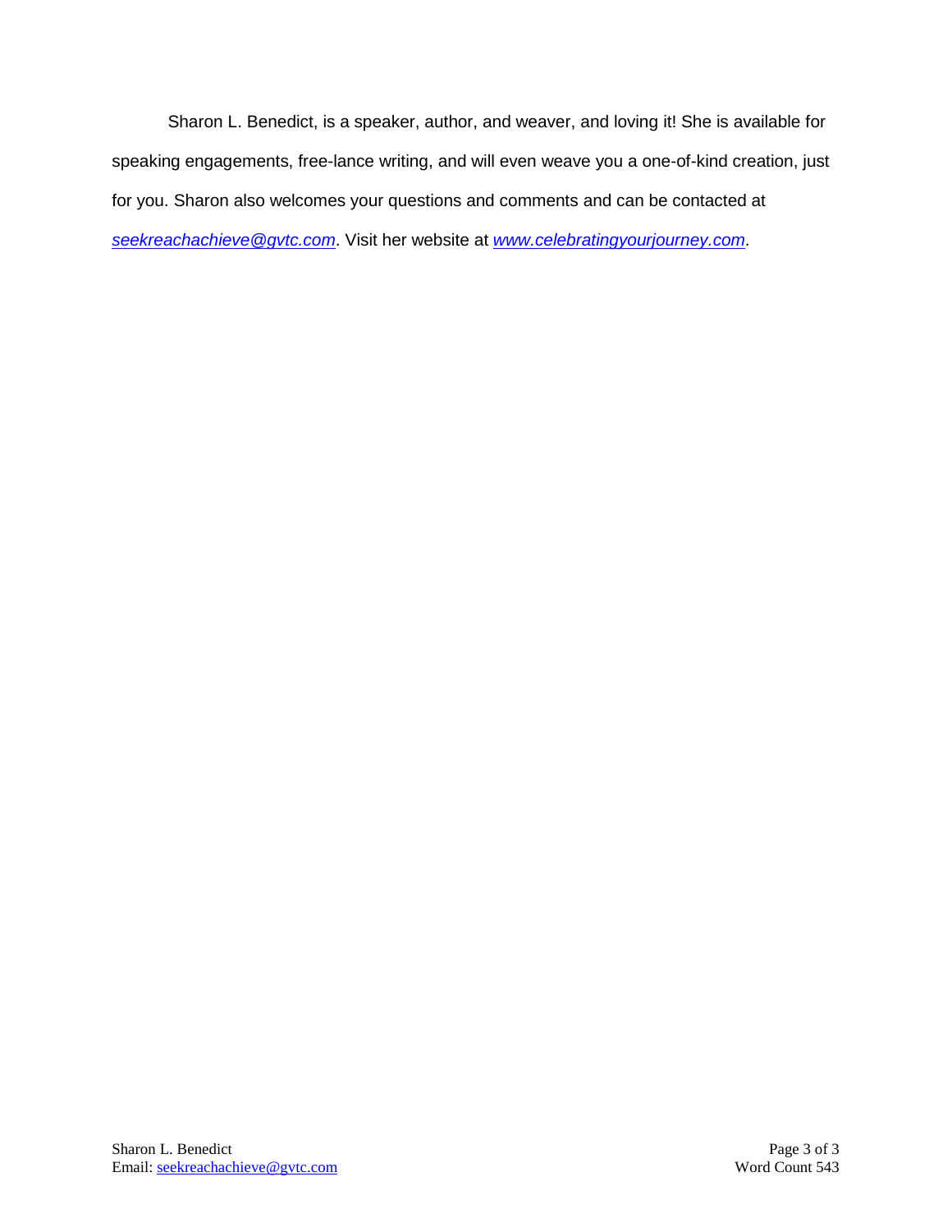Sharon L. Benedict, is a speaker, author, and weaver, and loving it! She is available for speaking engagements, free-lance writing, and will even weave you a one-of-kind creation, just for you. Sharon also welcomes your questions and comments and can be contacted at *seekreachachieve@gvtc.com*. Visit her website at *www.celebratingyourjourney.com*.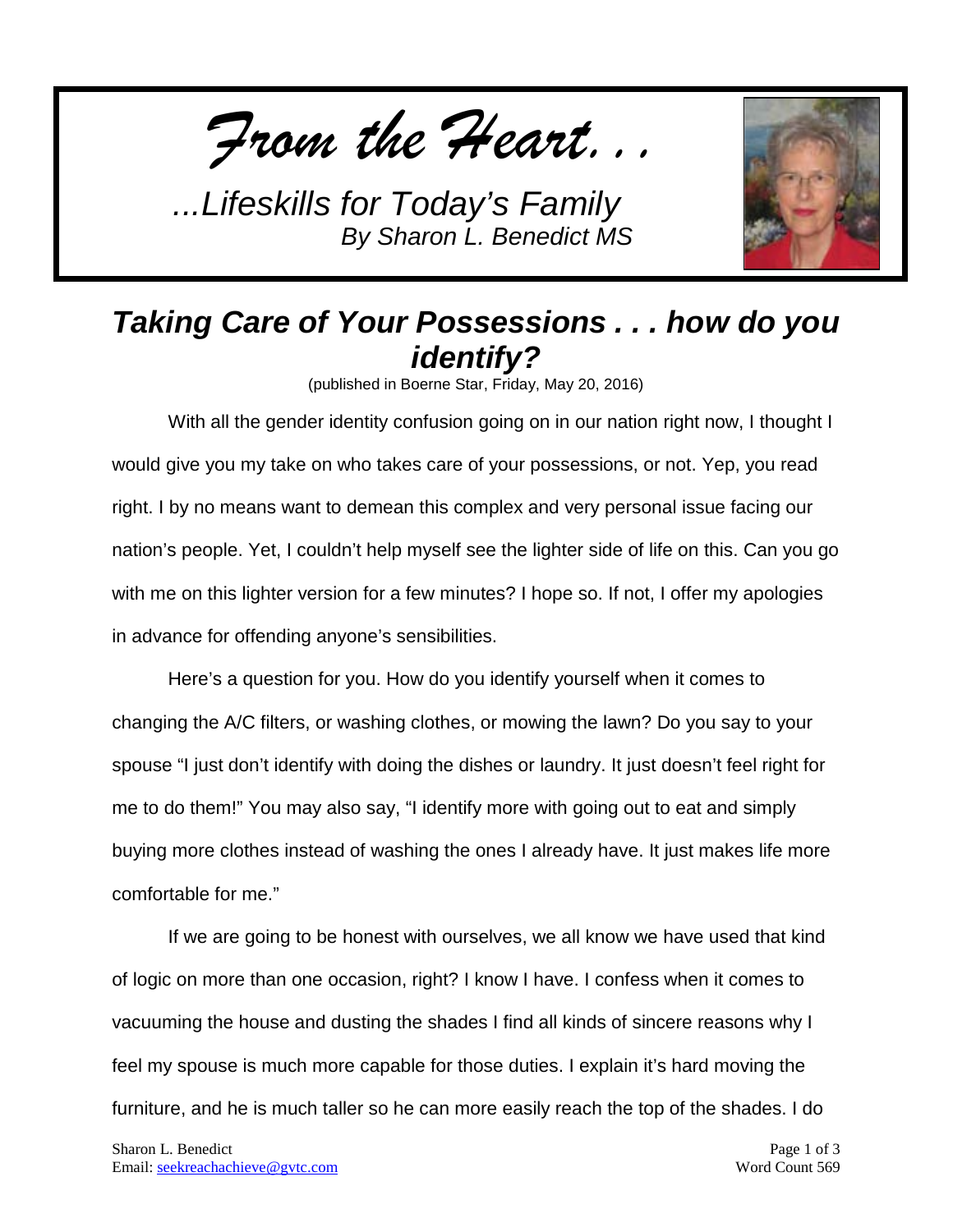*From the Heart. . .*

*...Lifeskills for Today's Family*
*By Sharon L. Benedict MS*

## *Taking Care of Your Possessions . . . how do you identify?*

(published in Boerne Star, Friday, May 20, 2016)

With all the gender identity confusion going on in our nation right now, I thought I would give you my take on who takes care of your possessions, or not. Yep, you read right. I by no means want to demean this complex and very personal issue facing our nation's people. Yet, I couldn't help myself see the lighter side of life on this. Can you go with me on this lighter version for a few minutes? I hope so. If not, I offer my apologies in advance for offending anyone's sensibilities.

Here's a question for you. How do you identify yourself when it comes to changing the A/C filters, or washing clothes, or mowing the lawn? Do you say to your spouse "I just don't identify with doing the dishes or laundry. It just doesn't feel right for me to do them!" You may also say, "I identify more with going out to eat and simply buying more clothes instead of washing the ones I already have. It just makes life more comfortable for me."

If we are going to be honest with ourselves, we all know we have used that kind of logic on more than one occasion, right? I know I have. I confess when it comes to vacuuming the house and dusting the shades I find all kinds of sincere reasons why I feel my spouse is much more capable for those duties. I explain it's hard moving the furniture, and he is much taller so he can more easily reach the top of the shades. I do

Sharon L. Benedict
Email: seekreachachieve@gvtc.com

Word Count 569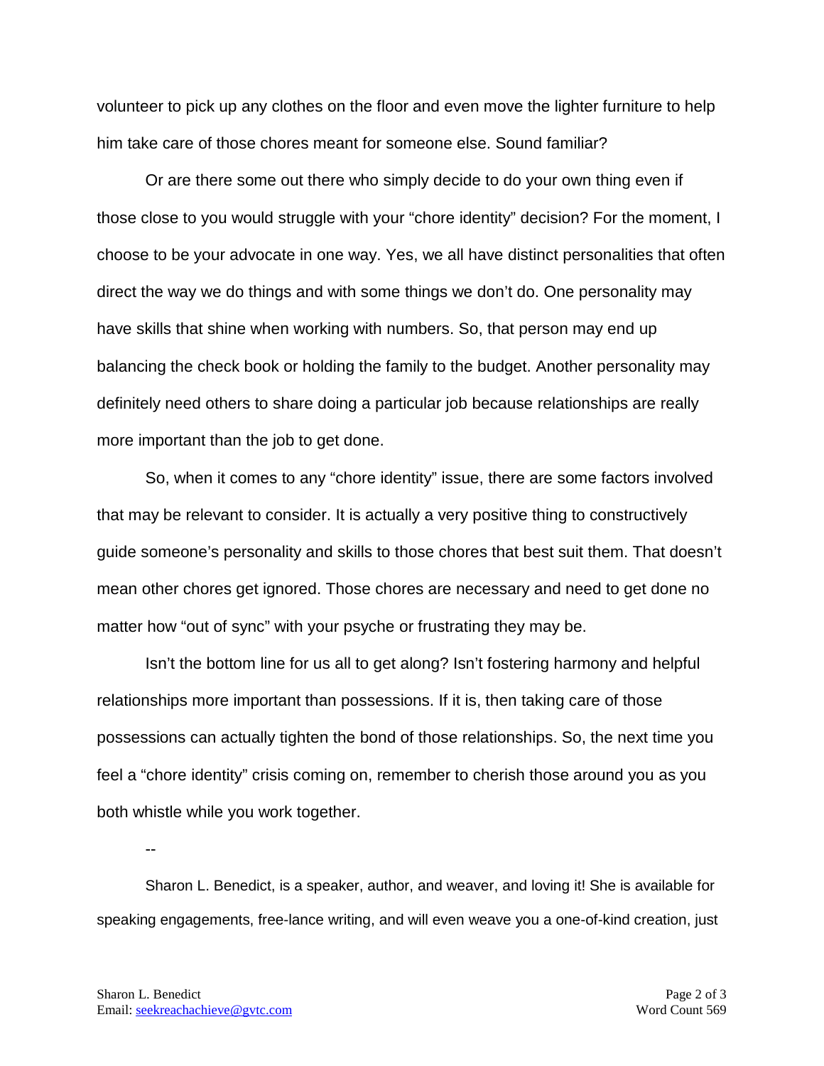volunteer to pick up any clothes on the floor and even move the lighter furniture to help him take care of those chores meant for someone else. Sound familiar?

Or are there some out there who simply decide to do your own thing even if those close to you would struggle with your "chore identity" decision? For the moment, I choose to be your advocate in one way. Yes, we all have distinct personalities that often direct the way we do things and with some things we don't do. One personality may have skills that shine when working with numbers. So, that person may end up balancing the check book or holding the family to the budget. Another personality may definitely need others to share doing a particular job because relationships are really more important than the job to get done.

So, when it comes to any "chore identity" issue, there are some factors involved that may be relevant to consider. It is actually a very positive thing to constructively guide someone's personality and skills to those chores that best suit them. That doesn't mean other chores get ignored. Those chores are necessary and need to get done no matter how "out of sync" with your psyche or frustrating they may be.

Isn't the bottom line for us all to get along? Isn't fostering harmony and helpful relationships more important than possessions. If it is, then taking care of those possessions can actually tighten the bond of those relationships. So, the next time you feel a "chore identity" crisis coming on, remember to cherish those around you as you both whistle while you work together.

--

Sharon L. Benedict, is a speaker, author, and weaver, and loving it! She is available for speaking engagements, free-lance writing, and will even weave you a one-of-kind creation, just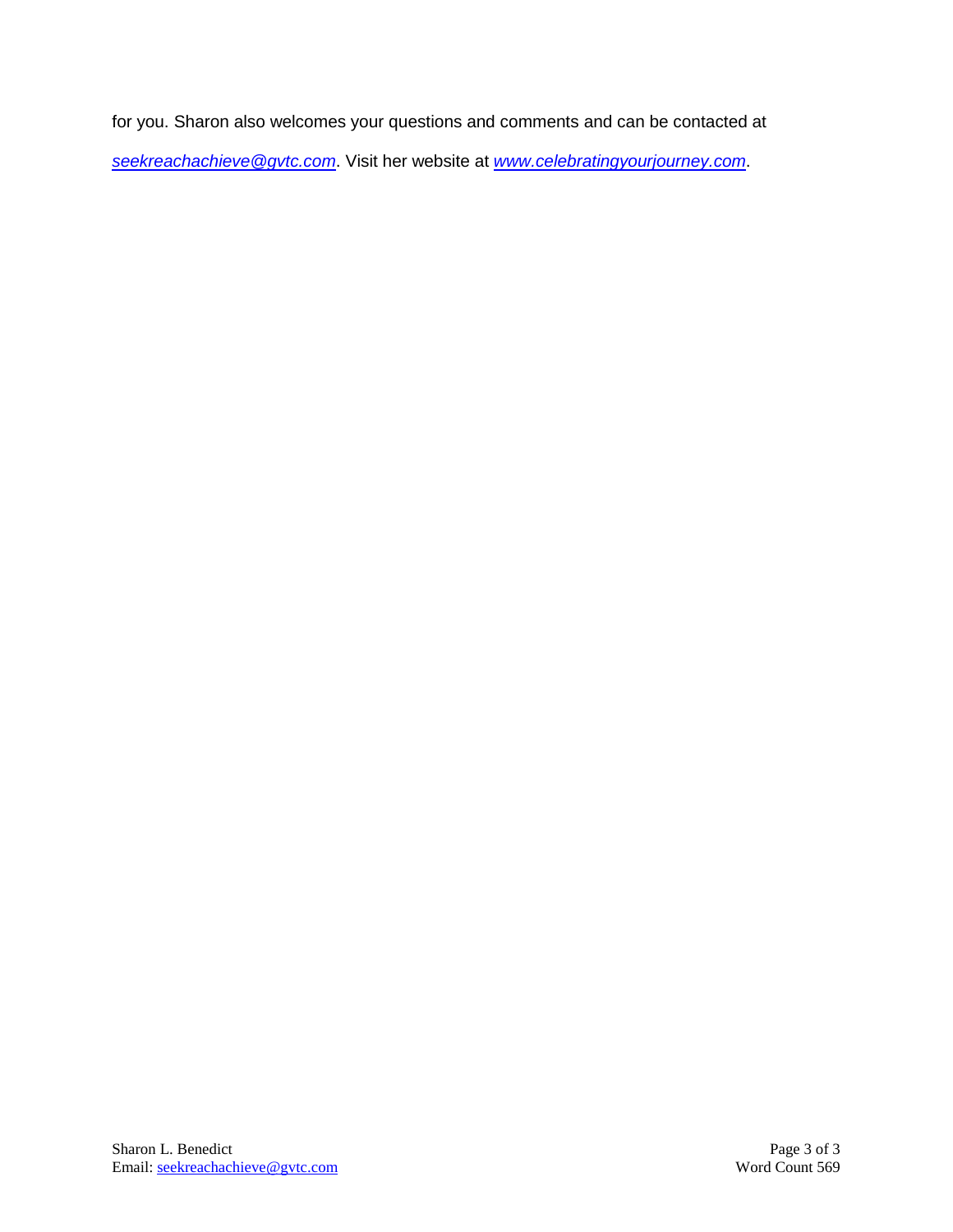for you. Sharon also welcomes your questions and comments and can be contacted at *seekreachachieve@gvtc.com*. Visit her website at *www.celebratingyourjourney.com*.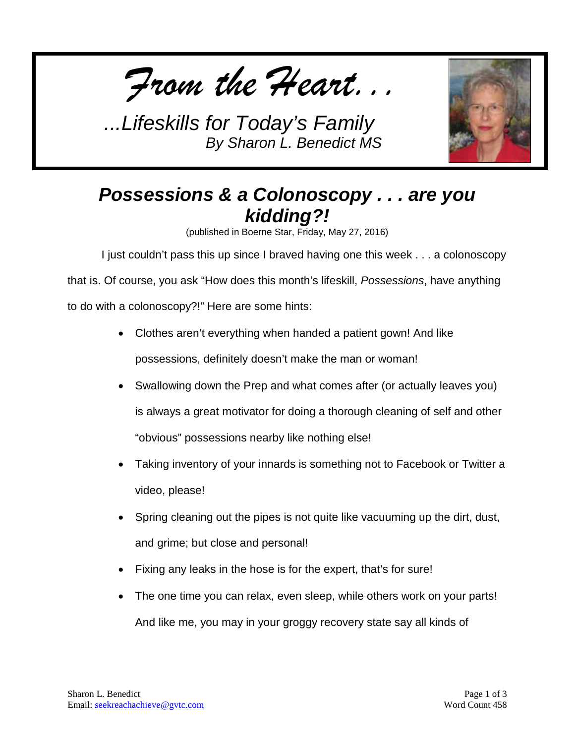*From the Heart. . .*

*...Lifeskills for Today's Family*
*By Sharon L. Benedict MS*

## *Possessions & a Colonoscopy . . . are you kidding?!*

(published in Boerne Star, Friday, May 27, 2016)

I just couldn't pass this up since I braved having one this week . . . a colonoscopy that is. Of course, you ask "How does this month's lifeskill, *Possessions*, have anything to do with a colonoscopy?!" Here are some hints:

- Clothes aren't everything when handed a patient gown! And like possessions, definitely doesn't make the man or woman!
- Swallowing down the Prep and what comes after (or actually leaves you) is always a great motivator for doing a thorough cleaning of self and other "obvious" possessions nearby like nothing else!
- Taking inventory of your innards is something not to Facebook or Twitter a video, please!
- Spring cleaning out the pipes is not quite like vacuuming up the dirt, dust, and grime; but close and personal!
- Fixing any leaks in the hose is for the expert, that's for sure!
- The one time you can relax, even sleep, while others work on your parts! And like me, you may in your groggy recovery state say all kinds of

Sharon L. Benedict
Email: seekreachachieve@gvtc.com

Word Count 458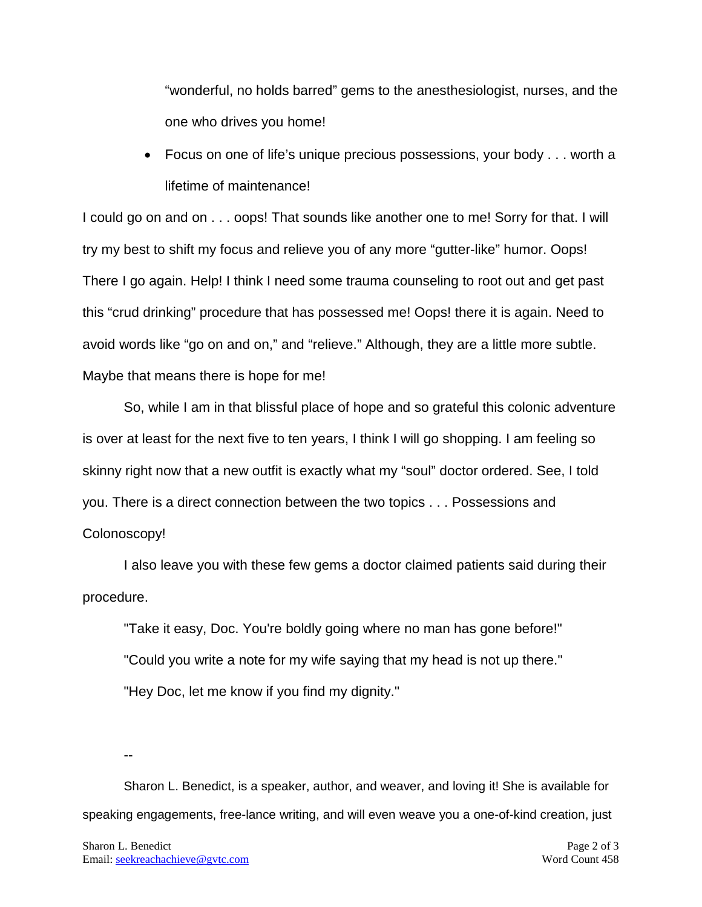"wonderful, no holds barred" gems to the anesthesiologist, nurses, and the one who drives you home!

- Focus on one of life's unique precious possessions, your body . . . worth a lifetime of maintenance!

I could go on and on . . . oops! That sounds like another one to me! Sorry for that. I will try my best to shift my focus and relieve you of any more "gutter-like" humor. Oops! There I go again. Help! I think I need some trauma counseling to root out and get past this "crud drinking" procedure that has possessed me! Oops! there it is again. Need to avoid words like "go on and on," and "relieve." Although, they are a little more subtle. Maybe that means there is hope for me!

So, while I am in that blissful place of hope and so grateful this colonic adventure is over at least for the next five to ten years, I think I will go shopping. I am feeling so skinny right now that a new outfit is exactly what my "soul" doctor ordered. See, I told you. There is a direct connection between the two topics . . . Possessions and Colonoscopy!

I also leave you with these few gems a doctor claimed patients said during their procedure.

"Take it easy, Doc. You're boldly going where no man has gone before!"

"Could you write a note for my wife saying that my head is not up there."

"Hey Doc, let me know if you find my dignity."

--

Sharon L. Benedict, is a speaker, author, and weaver, and loving it! She is available for speaking engagements, free-lance writing, and will even weave you a one-of-kind creation, just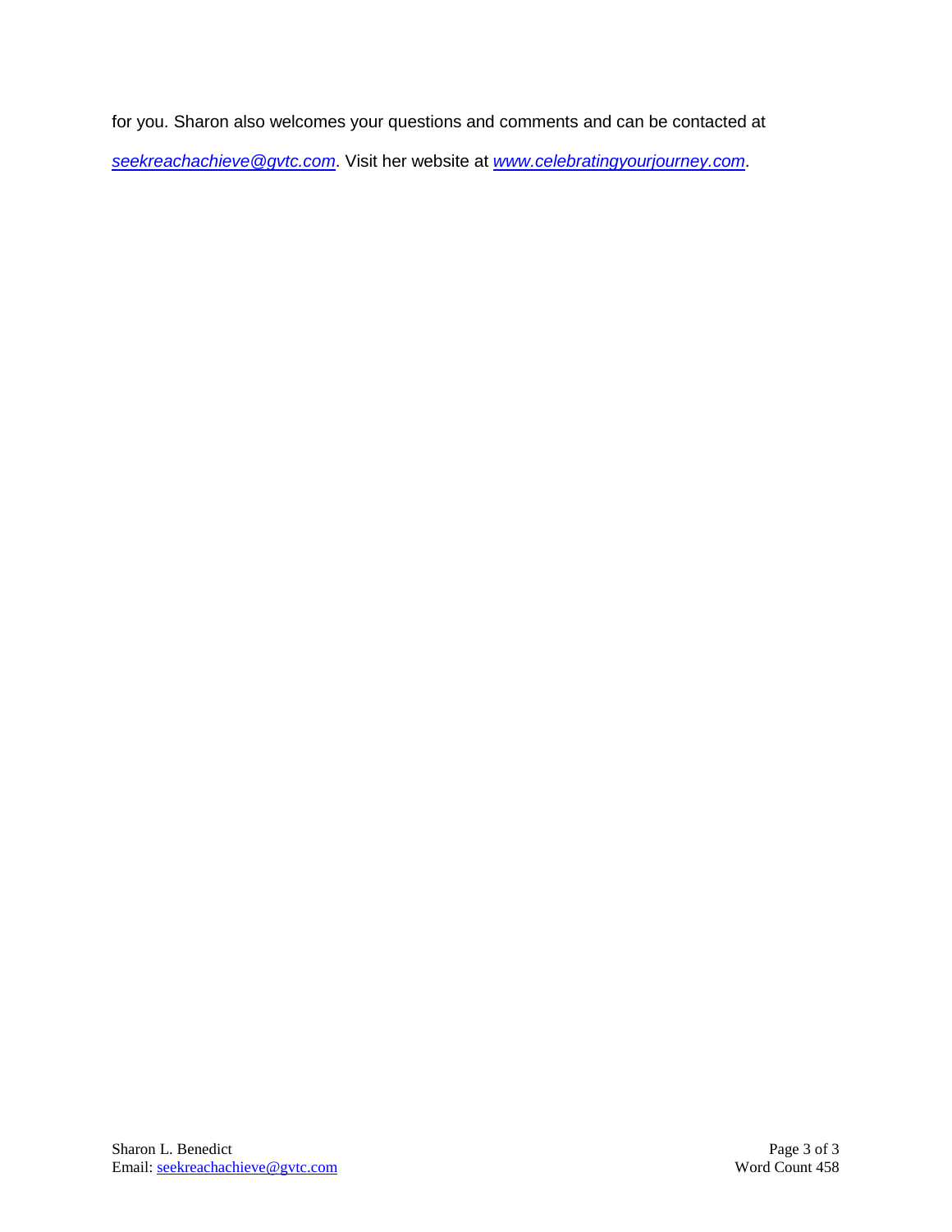for you. Sharon also welcomes your questions and comments and can be contacted at *seekreachachieve@gvtc.com*. Visit her website at *www.celebratingyourjourney.com*.